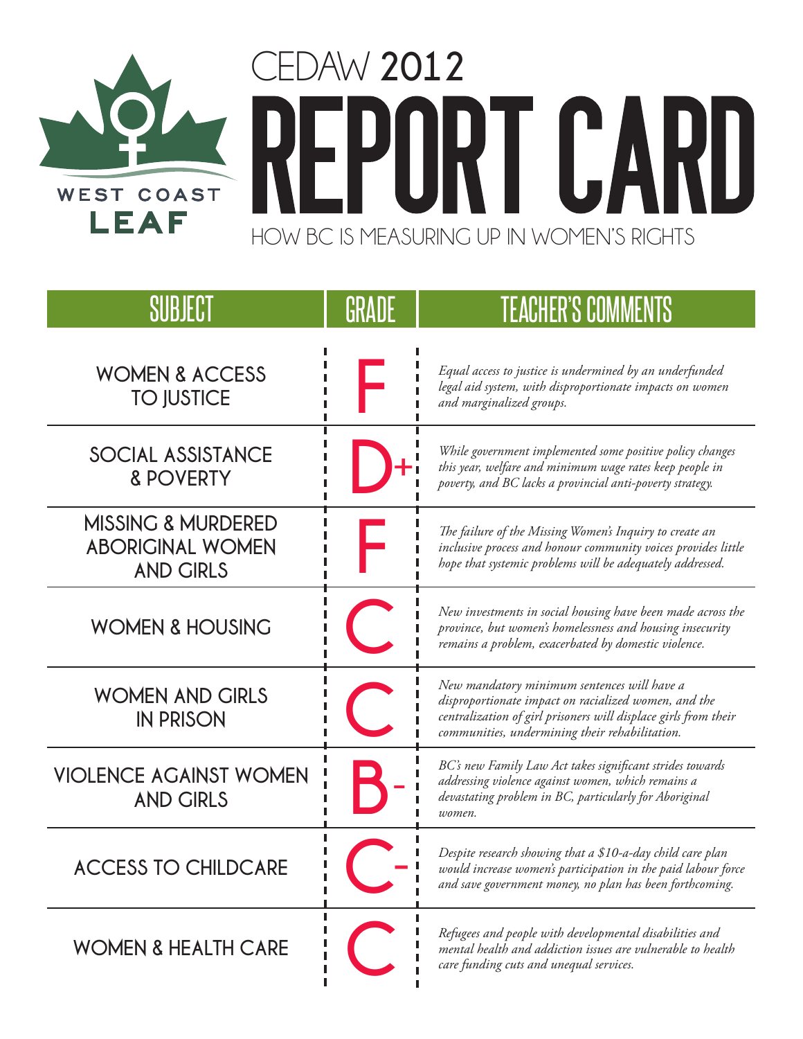WEST COAST LEAF

# CEDAW 2012 REPORT CARD

HOW BC IS MEASURING UP IN WOMEN'S RIGHTS

| SUBJECT | GRADE | TEACHER'S COMMENTS |
|---|---|---|
| WOMEN & ACCESS TO JUSTICE | F | *Equal access to justice is undermined by an underfunded legal aid system, with disproportionate impacts on women and marginalized groups.* |
| SOCIAL ASSISTANCE & POVERTY | D+ | *While government implemented some positive policy changes this year, welfare and minimum wage rates keep people in poverty, and BC lacks a provincial anti-poverty strategy.* |
| MISSING & MURDERED ABORIGINAL WOMEN AND GIRLS | F | *The failure of the Missing Women's Inquiry to create an inclusive process and honour community voices provides little hope that systemic problems will be adequately addressed.* |
| WOMEN & HOUSING | C | *New investments in social housing have been made across the province, but women's homelessness and housing insecurity remains a problem, exacerbated by domestic violence.* |
| WOMEN AND GIRLS IN PRISON | C | *New mandatory minimum sentences will have a disproportionate impact on racialized women, and the centralization of girl prisoners will displace girls from their communities, undermining their rehabilitation.* |
| VIOLENCE AGAINST WOMEN AND GIRLS | B- | *BC's new Family Law Act takes significant strides towards addressing violence against women, which remains a devastating problem in BC, particularly for Aboriginal women.* |
| ACCESS TO CHILDCARE | C- | *Despite research showing that a $10-a-day child care plan would increase women's participation in the paid labour force and save government money, no plan has been forthcoming.* |
| WOMEN & HEALTH CARE | C | *Refugees and people with developmental disabilities and mental health and addiction issues are vulnerable to health care funding cuts and unequal services.* |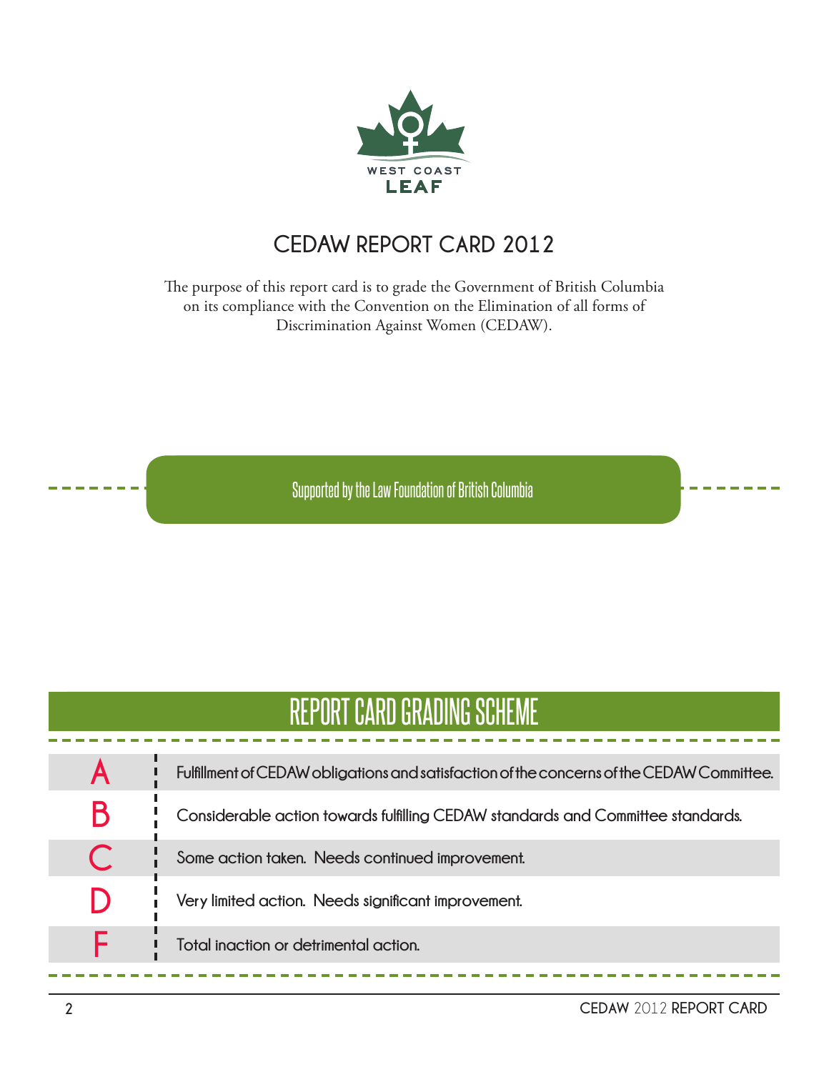WEST COAST

LEAF

# CEDAW REPORT CARD 2012

The purpose of this report card is to grade the Government of British Columbia on its compliance with the Convention on the Elimination of all forms of Discrimination Against Women (CEDAW).

Supported by the Law Foundation of British Columbia

## REPORT CARD GRADING SCHEME

| Grade | Description |
|---|---|
| A | Fulfillment of CEDAW obligations and satisfaction of the concerns of the CEDAW Committee. |
| B | Considerable action towards fulfilling CEDAW standards and Committee standards. |
| C | Some action taken. Needs continued improvement. |
| D | Very limited action. Needs significant improvement. |
| F | Total inaction or detrimental action. |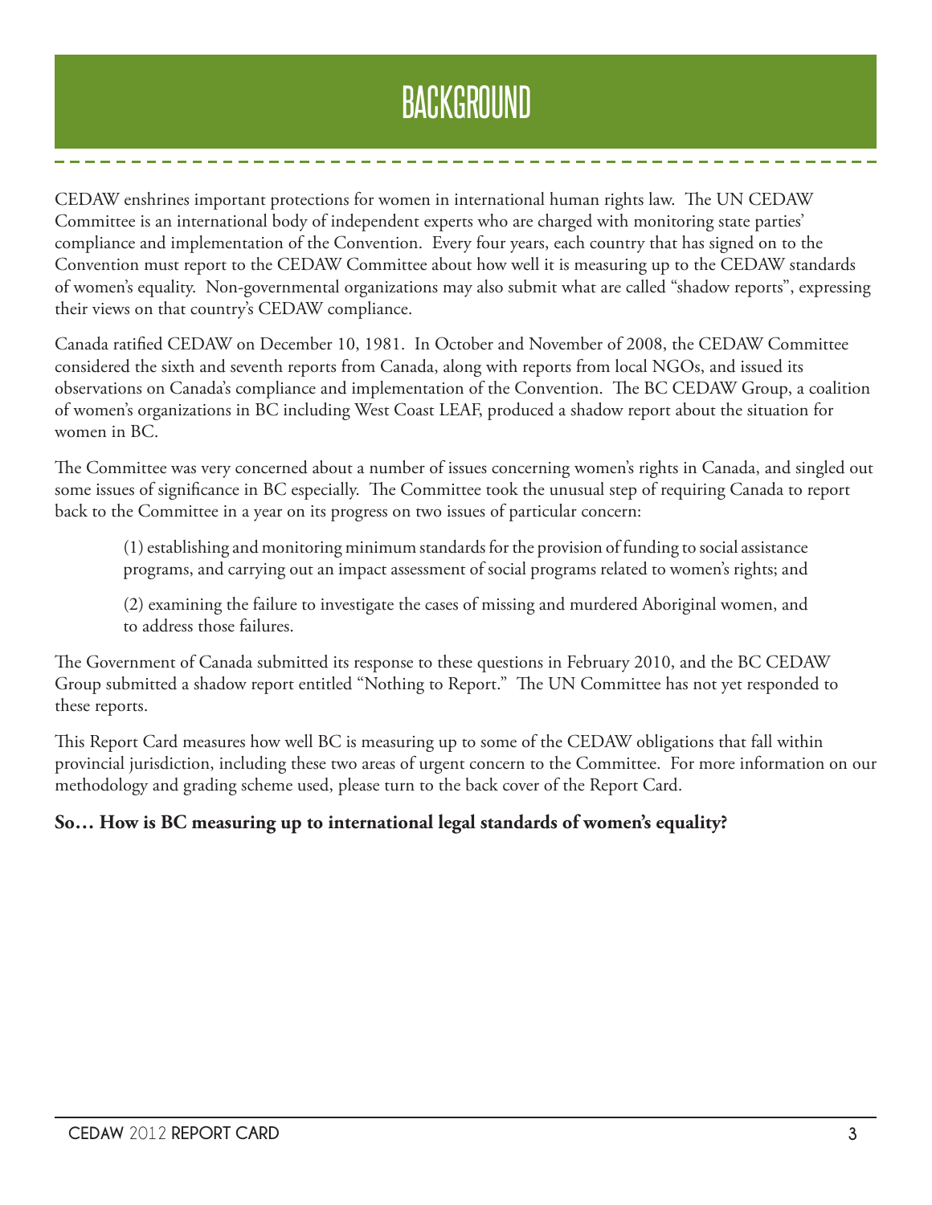# BACKGROUND

CEDAW enshrines important protections for women in international human rights law. The UN CEDAW Committee is an international body of independent experts who are charged with monitoring state parties' compliance and implementation of the Convention. Every four years, each country that has signed on to the Convention must report to the CEDAW Committee about how well it is measuring up to the CEDAW standards of women's equality. Non-governmental organizations may also submit what are called "shadow reports", expressing their views on that country's CEDAW compliance.

Canada ratified CEDAW on December 10, 1981. In October and November of 2008, the CEDAW Committee considered the sixth and seventh reports from Canada, along with reports from local NGOs, and issued its observations on Canada's compliance and implementation of the Convention. The BC CEDAW Group, a coalition of women's organizations in BC including West Coast LEAF, produced a shadow report about the situation for women in BC.

The Committee was very concerned about a number of issues concerning women's rights in Canada, and singled out some issues of significance in BC especially. The Committee took the unusual step of requiring Canada to report back to the Committee in a year on its progress on two issues of particular concern:

> (1) establishing and monitoring minimum standards for the provision of funding to social assistance programs, and carrying out an impact assessment of social programs related to women's rights; and
>
> (2) examining the failure to investigate the cases of missing and murdered Aboriginal women, and to address those failures.

The Government of Canada submitted its response to these questions in February 2010, and the BC CEDAW Group submitted a shadow report entitled "Nothing to Report." The UN Committee has not yet responded to these reports.

This Report Card measures how well BC is measuring up to some of the CEDAW obligations that fall within provincial jurisdiction, including these two areas of urgent concern to the Committee. For more information on our methodology and grading scheme used, please turn to the back cover of the Report Card.

**So… How is BC measuring up to international legal standards of women's equality?**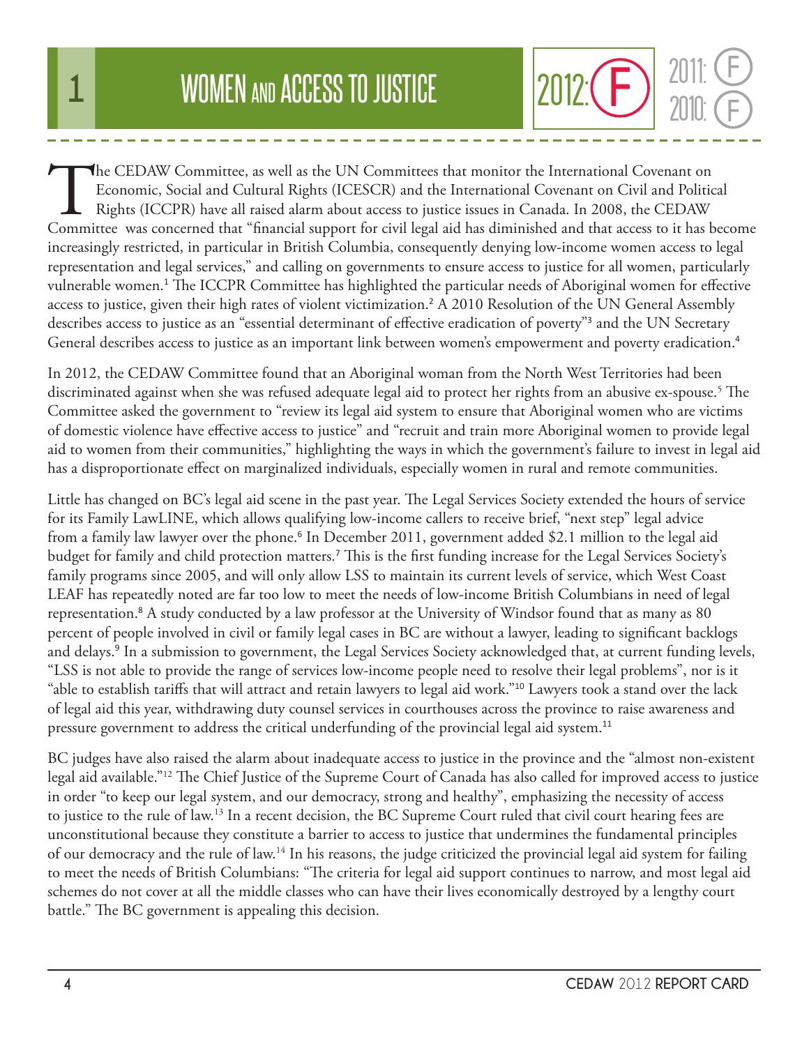# 1 WOMEN AND ACCESS TO JUSTICE

2012: F

2011: F

2010: F

The CEDAW Committee, as well as the UN Committees that monitor the International Covenant on Economic, Social and Cultural Rights (ICESCR) and the International Covenant on Civil and Political Rights (ICCPR) have all raised alarm about access to justice issues in Canada. In 2008, the CEDAW Committee was concerned that "financial support for civil legal aid has diminished and that access to it has become increasingly restricted, in particular in British Columbia, consequently denying low-income women access to legal representation and legal services," and calling on governments to ensure access to justice for all women, particularly vulnerable women.[1] The ICCPR Committee has highlighted the particular needs of Aboriginal women for effective access to justice, given their high rates of violent victimization.[2] A 2010 Resolution of the UN General Assembly describes access to justice as an "essential determinant of effective eradication of poverty"[3] and the UN Secretary General describes access to justice as an important link between women's empowerment and poverty eradication.[4]

In 2012, the CEDAW Committee found that an Aboriginal woman from the North West Territories had been discriminated against when she was refused adequate legal aid to protect her rights from an abusive ex-spouse.[5] The Committee asked the government to "review its legal aid system to ensure that Aboriginal women who are victims of domestic violence have effective access to justice" and "recruit and train more Aboriginal women to provide legal aid to women from their communities," highlighting the ways in which the government's failure to invest in legal aid has a disproportionate effect on marginalized individuals, especially women in rural and remote communities.

Little has changed on BC's legal aid scene in the past year. The Legal Services Society extended the hours of service for its Family LawLINE, which allows qualifying low-income callers to receive brief, "next step" legal advice from a family law lawyer over the phone.[6] In December 2011, government added $2.1 million to the legal aid budget for family and child protection matters.[7] This is the first funding increase for the Legal Services Society's family programs since 2005, and will only allow LSS to maintain its current levels of service, which West Coast LEAF has repeatedly noted are far too low to meet the needs of low-income British Columbians in need of legal representation.[8] A study conducted by a law professor at the University of Windsor found that as many as 80 percent of people involved in civil or family legal cases in BC are without a lawyer, leading to significant backlogs and delays.[9] In a submission to government, the Legal Services Society acknowledged that, at current funding levels, "LSS is not able to provide the range of services low-income people need to resolve their legal problems", nor is it "able to establish tariffs that will attract and retain lawyers to legal aid work."[10] Lawyers took a stand over the lack of legal aid this year, withdrawing duty counsel services in courthouses across the province to raise awareness and pressure government to address the critical underfunding of the provincial legal aid system.[11]

BC judges have also raised the alarm about inadequate access to justice in the province and the "almost non-existent legal aid available."[12] The Chief Justice of the Supreme Court of Canada has also called for improved access to justice in order "to keep our legal system, and our democracy, strong and healthy", emphasizing the necessity of access to justice to the rule of law.[13] In a recent decision, the BC Supreme Court ruled that civil court hearing fees are unconstitutional because they constitute a barrier to access to justice that undermines the fundamental principles of our democracy and the rule of law.[14] In his reasons, the judge criticized the provincial legal aid system for failing to meet the needs of British Columbians: "The criteria for legal aid support continues to narrow, and most legal aid schemes do not cover at all the middle classes who can have their lives economically destroyed by a lengthy court battle." The BC government is appealing this decision.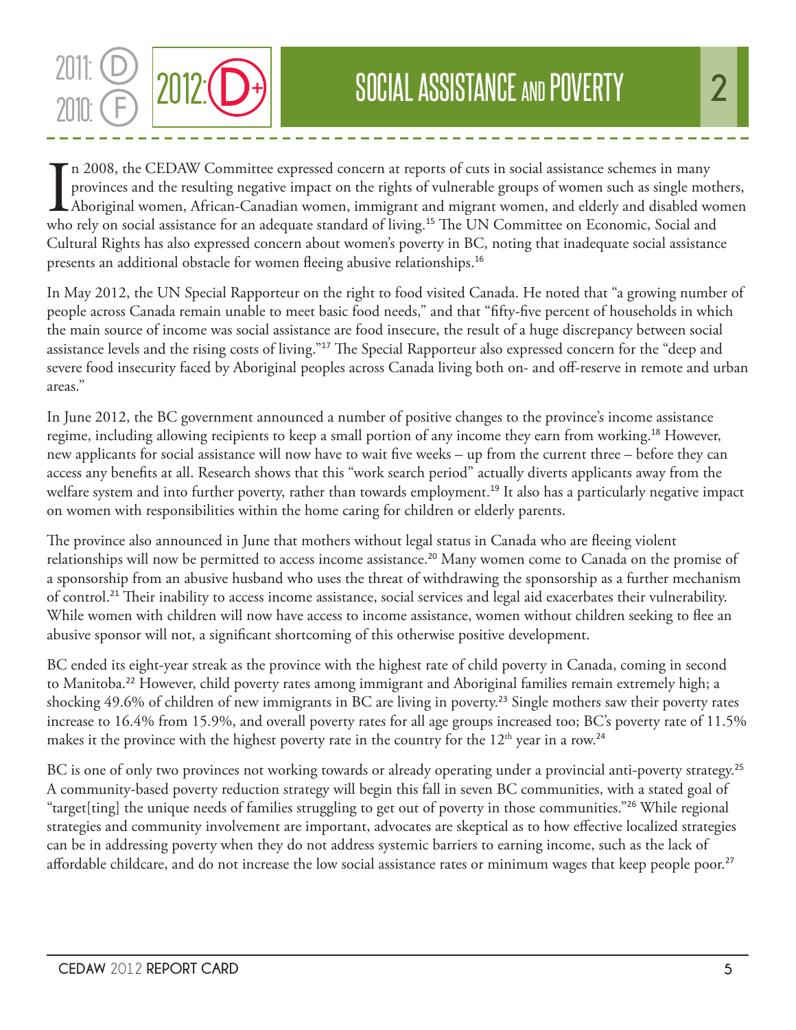2011: D
2010: F
2012: D+

## SOCIAL ASSISTANCE AND POVERTY

In 2008, the CEDAW Committee expressed concern at reports of cuts in social assistance schemes in many provinces and the resulting negative impact on the rights of vulnerable groups of women such as single mothers, Aboriginal women, African-Canadian women, immigrant and migrant women, and elderly and disabled women who rely on social assistance for an adequate standard of living.[15] The UN Committee on Economic, Social and Cultural Rights has also expressed concern about women's poverty in BC, noting that inadequate social assistance presents an additional obstacle for women fleeing abusive relationships.[16]

In May 2012, the UN Special Rapporteur on the right to food visited Canada. He noted that "a growing number of people across Canada remain unable to meet basic food needs," and that "fifty-five percent of households in which the main source of income was social assistance are food insecure, the result of a huge discrepancy between social assistance levels and the rising costs of living."[17] The Special Rapporteur also expressed concern for the "deep and severe food insecurity faced by Aboriginal peoples across Canada living both on- and off-reserve in remote and urban areas."

In June 2012, the BC government announced a number of positive changes to the province's income assistance regime, including allowing recipients to keep a small portion of any income they earn from working.[18] However, new applicants for social assistance will now have to wait five weeks – up from the current three – before they can access any benefits at all. Research shows that this "work search period" actually diverts applicants away from the welfare system and into further poverty, rather than towards employment.[19] It also has a particularly negative impact on women with responsibilities within the home caring for children or elderly parents.

The province also announced in June that mothers without legal status in Canada who are fleeing violent relationships will now be permitted to access income assistance.[20] Many women come to Canada on the promise of a sponsorship from an abusive husband who uses the threat of withdrawing the sponsorship as a further mechanism of control.[21] Their inability to access income assistance, social services and legal aid exacerbates their vulnerability. While women with children will now have access to income assistance, women without children seeking to flee an abusive sponsor will not, a significant shortcoming of this otherwise positive development.

BC ended its eight-year streak as the province with the highest rate of child poverty in Canada, coming in second to Manitoba.[22] However, child poverty rates among immigrant and Aboriginal families remain extremely high; a shocking 49.6% of children of new immigrants in BC are living in poverty.[23] Single mothers saw their poverty rates increase to 16.4% from 15.9%, and overall poverty rates for all age groups increased too; BC's poverty rate of 11.5% makes it the province with the highest poverty rate in the country for the 12th year in a row.[24]

BC is one of only two provinces not working towards or already operating under a provincial anti-poverty strategy.[25] A community-based poverty reduction strategy will begin this fall in seven BC communities, with a stated goal of "target[ting] the unique needs of families struggling to get out of poverty in those communities."[26] While regional strategies and community involvement are important, advocates are skeptical as to how effective localized strategies can be in addressing poverty when they do not address systemic barriers to earning income, such as the lack of affordable childcare, and do not increase the low social assistance rates or minimum wages that keep people poor.[27]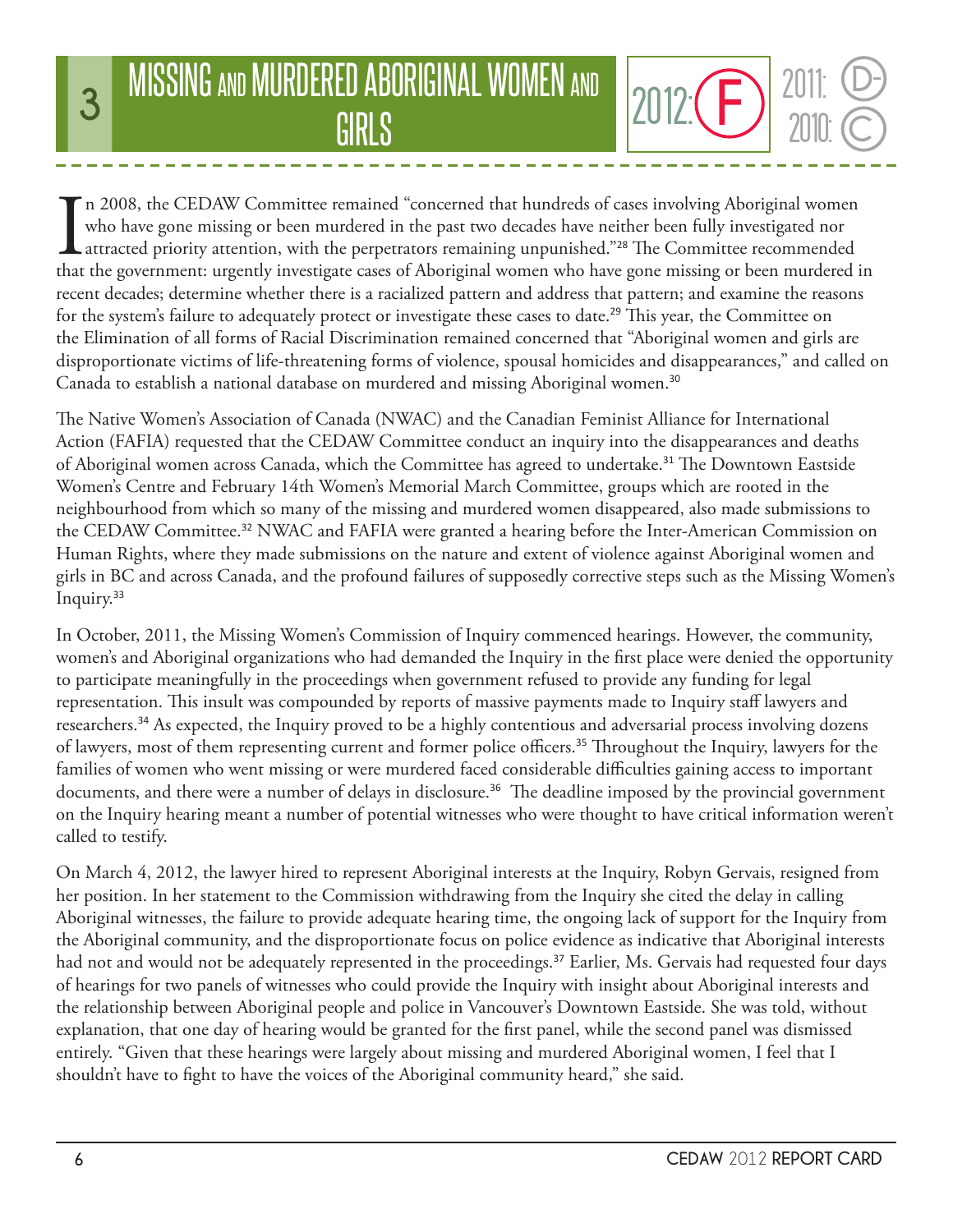# 3 MISSING AND MURDERED ABORIGINAL WOMEN AND GIRLS

2012: F | 2011: D- | 2010: C

In 2008, the CEDAW Committee remained "concerned that hundreds of cases involving Aboriginal women who have gone missing or been murdered in the past two decades have neither been fully investigated nor attracted priority attention, with the perpetrators remaining unpunished."[28] The Committee recommended that the government: urgently investigate cases of Aboriginal women who have gone missing or been murdered in recent decades; determine whether there is a racialized pattern and address that pattern; and examine the reasons for the system's failure to adequately protect or investigate these cases to date.[29] This year, the Committee on the Elimination of all forms of Racial Discrimination remained concerned that "Aboriginal women and girls are disproportionate victims of life-threatening forms of violence, spousal homicides and disappearances," and called on Canada to establish a national database on murdered and missing Aboriginal women.[30]

The Native Women's Association of Canada (NWAC) and the Canadian Feminist Alliance for International Action (FAFIA) requested that the CEDAW Committee conduct an inquiry into the disappearances and deaths of Aboriginal women across Canada, which the Committee has agreed to undertake.[31] The Downtown Eastside Women's Centre and February 14th Women's Memorial March Committee, groups which are rooted in the neighbourhood from which so many of the missing and murdered women disappeared, also made submissions to the CEDAW Committee.[32] NWAC and FAFIA were granted a hearing before the Inter-American Commission on Human Rights, where they made submissions on the nature and extent of violence against Aboriginal women and girls in BC and across Canada, and the profound failures of supposedly corrective steps such as the Missing Women's Inquiry.[33]

In October, 2011, the Missing Women's Commission of Inquiry commenced hearings. However, the community, women's and Aboriginal organizations who had demanded the Inquiry in the first place were denied the opportunity to participate meaningfully in the proceedings when government refused to provide any funding for legal representation. This insult was compounded by reports of massive payments made to Inquiry staff lawyers and researchers.[34] As expected, the Inquiry proved to be a highly contentious and adversarial process involving dozens of lawyers, most of them representing current and former police officers.[35] Throughout the Inquiry, lawyers for the families of women who went missing or were murdered faced considerable difficulties gaining access to important documents, and there were a number of delays in disclosure.[36] The deadline imposed by the provincial government on the Inquiry hearing meant a number of potential witnesses who were thought to have critical information weren't called to testify.

On March 4, 2012, the lawyer hired to represent Aboriginal interests at the Inquiry, Robyn Gervais, resigned from her position. In her statement to the Commission withdrawing from the Inquiry she cited the delay in calling Aboriginal witnesses, the failure to provide adequate hearing time, the ongoing lack of support for the Inquiry from the Aboriginal community, and the disproportionate focus on police evidence as indicative that Aboriginal interests had not and would not be adequately represented in the proceedings.[37] Earlier, Ms. Gervais had requested four days of hearings for two panels of witnesses who could provide the Inquiry with insight about Aboriginal interests and the relationship between Aboriginal people and police in Vancouver's Downtown Eastside. She was told, without explanation, that one day of hearing would be granted for the first panel, while the second panel was dismissed entirely. "Given that these hearings were largely about missing and murdered Aboriginal women, I feel that I shouldn't have to fight to have the voices of the Aboriginal community heard," she said.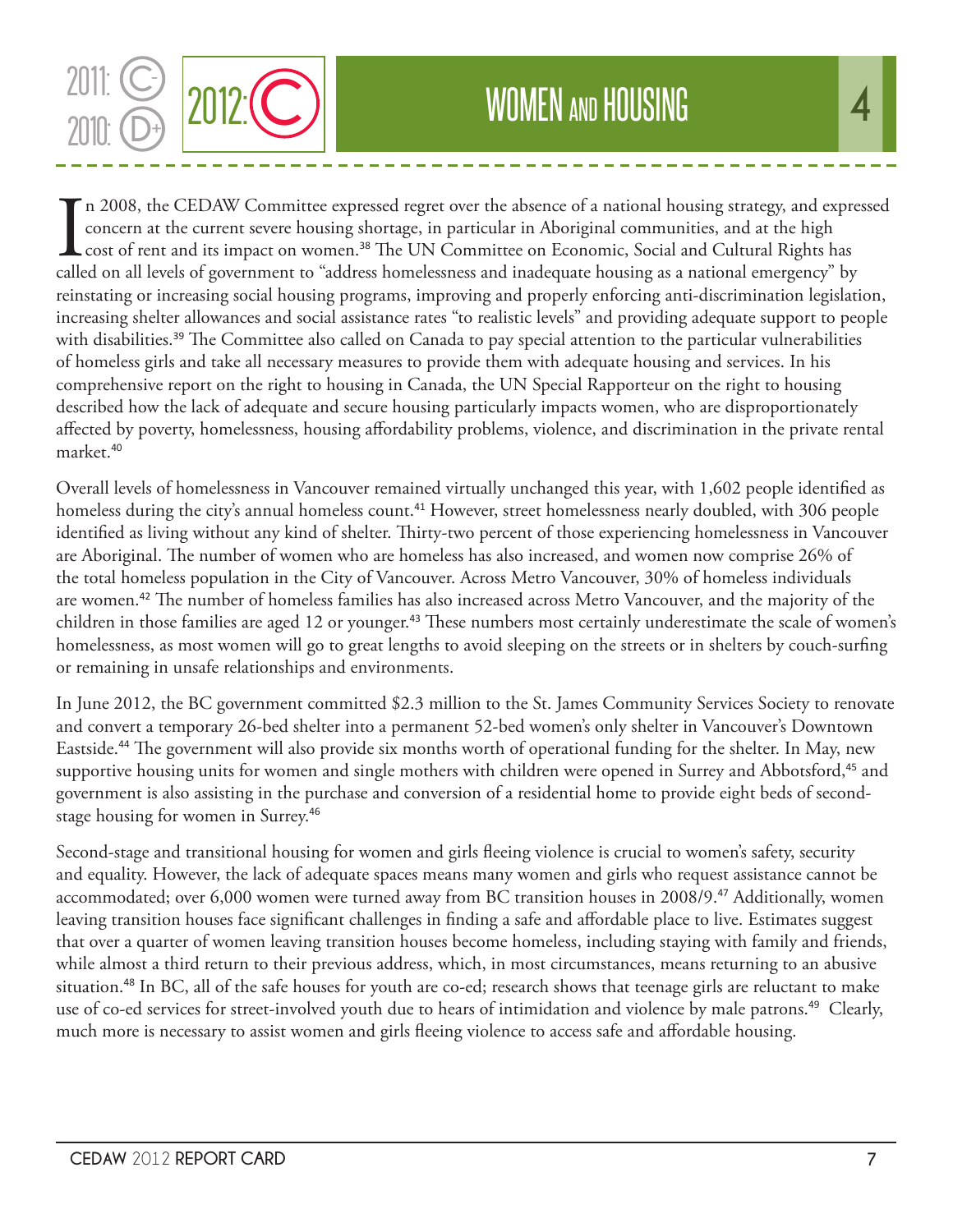2011: C-
2010: D+
2012: C

# WOMEN AND HOUSING 4

In 2008, the CEDAW Committee expressed regret over the absence of a national housing strategy, and expressed concern at the current severe housing shortage, in particular in Aboriginal communities, and at the high cost of rent and its impact on women.[38] The UN Committee on Economic, Social and Cultural Rights has called on all levels of government to "address homelessness and inadequate housing as a national emergency" by reinstating or increasing social housing programs, improving and properly enforcing anti-discrimination legislation, increasing shelter allowances and social assistance rates "to realistic levels" and providing adequate support to people with disabilities.[39] The Committee also called on Canada to pay special attention to the particular vulnerabilities of homeless girls and take all necessary measures to provide them with adequate housing and services. In his comprehensive report on the right to housing in Canada, the UN Special Rapporteur on the right to housing described how the lack of adequate and secure housing particularly impacts women, who are disproportionately affected by poverty, homelessness, housing affordability problems, violence, and discrimination in the private rental market.[40]

Overall levels of homelessness in Vancouver remained virtually unchanged this year, with 1,602 people identified as homeless during the city's annual homeless count.[41] However, street homelessness nearly doubled, with 306 people identified as living without any kind of shelter. Thirty-two percent of those experiencing homelessness in Vancouver are Aboriginal. The number of women who are homeless has also increased, and women now comprise 26% of the total homeless population in the City of Vancouver. Across Metro Vancouver, 30% of homeless individuals are women.[42] The number of homeless families has also increased across Metro Vancouver, and the majority of the children in those families are aged 12 or younger.[43] These numbers most certainly underestimate the scale of women's homelessness, as most women will go to great lengths to avoid sleeping on the streets or in shelters by couch-surfing or remaining in unsafe relationships and environments.

In June 2012, the BC government committed $2.3 million to the St. James Community Services Society to renovate and convert a temporary 26-bed shelter into a permanent 52-bed women's only shelter in Vancouver's Downtown Eastside.[44] The government will also provide six months worth of operational funding for the shelter. In May, new supportive housing units for women and single mothers with children were opened in Surrey and Abbotsford,[45] and government is also assisting in the purchase and conversion of a residential home to provide eight beds of second-stage housing for women in Surrey.[46]

Second-stage and transitional housing for women and girls fleeing violence is crucial to women's safety, security and equality. However, the lack of adequate spaces means many women and girls who request assistance cannot be accommodated; over 6,000 women were turned away from BC transition houses in 2008/9.[47] Additionally, women leaving transition houses face significant challenges in finding a safe and affordable place to live. Estimates suggest that over a quarter of women leaving transition houses become homeless, including staying with family and friends, while almost a third return to their previous address, which, in most circumstances, means returning to an abusive situation.[48] In BC, all of the safe houses for youth are co-ed; research shows that teenage girls are reluctant to make use of co-ed services for street-involved youth due to hears of intimidation and violence by male patrons.[49] Clearly, much more is necessary to assist women and girls fleeing violence to access safe and affordable housing.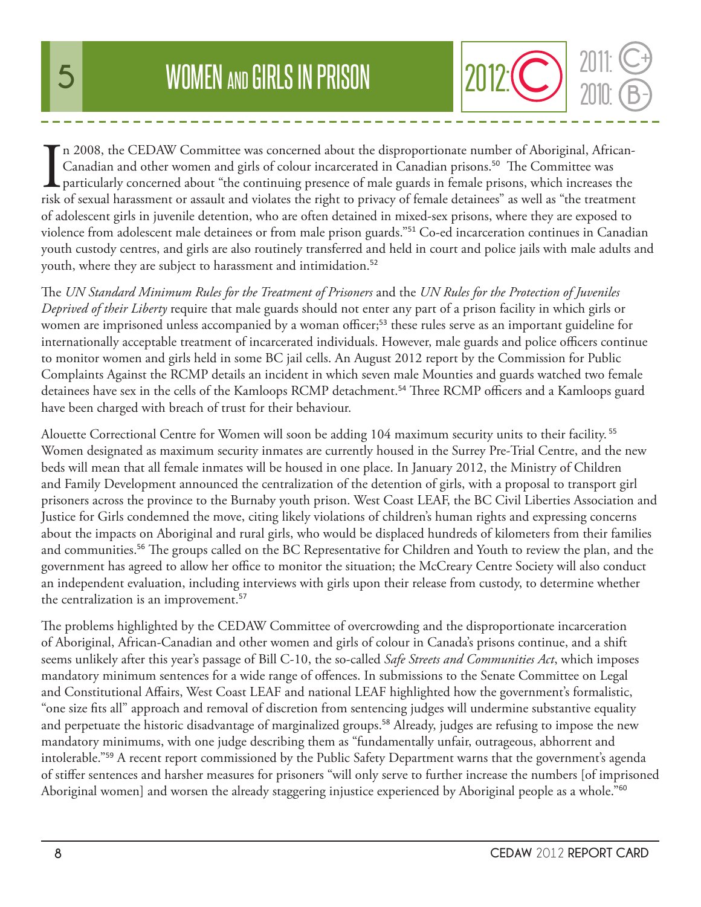# 5 WOMEN AND GIRLS IN PRISON

2012: C

2011: C+

2010: B-

In 2008, the CEDAW Committee was concerned about the disproportionate number of Aboriginal, African-Canadian and other women and girls of colour incarcerated in Canadian prisons.[50] The Committee was particularly concerned about "the continuing presence of male guards in female prisons, which increases the risk of sexual harassment or assault and violates the right to privacy of female detainees" as well as "the treatment of adolescent girls in juvenile detention, who are often detained in mixed-sex prisons, where they are exposed to violence from adolescent male detainees or from male prison guards."[51] Co-ed incarceration continues in Canadian youth custody centres, and girls are also routinely transferred and held in court and police jails with male adults and youth, where they are subject to harassment and intimidation.[52]

The *UN Standard Minimum Rules for the Treatment of Prisoners* and the *UN Rules for the Protection of Juveniles Deprived of their Liberty* require that male guards should not enter any part of a prison facility in which girls or women are imprisoned unless accompanied by a woman officer;[53] these rules serve as an important guideline for internationally acceptable treatment of incarcerated individuals. However, male guards and police officers continue to monitor women and girls held in some BC jail cells. An August 2012 report by the Commission for Public Complaints Against the RCMP details an incident in which seven male Mounties and guards watched two female detainees have sex in the cells of the Kamloops RCMP detachment.[54] Three RCMP officers and a Kamloops guard have been charged with breach of trust for their behaviour.

Alouette Correctional Centre for Women will soon be adding 104 maximum security units to their facility.[55] Women designated as maximum security inmates are currently housed in the Surrey Pre-Trial Centre, and the new beds will mean that all female inmates will be housed in one place. In January 2012, the Ministry of Children and Family Development announced the centralization of the detention of girls, with a proposal to transport girl prisoners across the province to the Burnaby youth prison. West Coast LEAF, the BC Civil Liberties Association and Justice for Girls condemned the move, citing likely violations of children's human rights and expressing concerns about the impacts on Aboriginal and rural girls, who would be displaced hundreds of kilometers from their families and communities.[56] The groups called on the BC Representative for Children and Youth to review the plan, and the government has agreed to allow her office to monitor the situation; the McCreary Centre Society will also conduct an independent evaluation, including interviews with girls upon their release from custody, to determine whether the centralization is an improvement.[57]

The problems highlighted by the CEDAW Committee of overcrowding and the disproportionate incarceration of Aboriginal, African-Canadian and other women and girls of colour in Canada's prisons continue, and a shift seems unlikely after this year's passage of Bill C-10, the so-called *Safe Streets and Communities Act*, which imposes mandatory minimum sentences for a wide range of offences. In submissions to the Senate Committee on Legal and Constitutional Affairs, West Coast LEAF and national LEAF highlighted how the government's formalistic, "one size fits all" approach and removal of discretion from sentencing judges will undermine substantive equality and perpetuate the historic disadvantage of marginalized groups.[58] Already, judges are refusing to impose the new mandatory minimums, with one judge describing them as "fundamentally unfair, outrageous, abhorrent and intolerable."[59] A recent report commissioned by the Public Safety Department warns that the government's agenda of stiffer sentences and harsher measures for prisoners "will only serve to further increase the numbers [of imprisoned Aboriginal women] and worsen the already staggering injustice experienced by Aboriginal people as a whole."[60]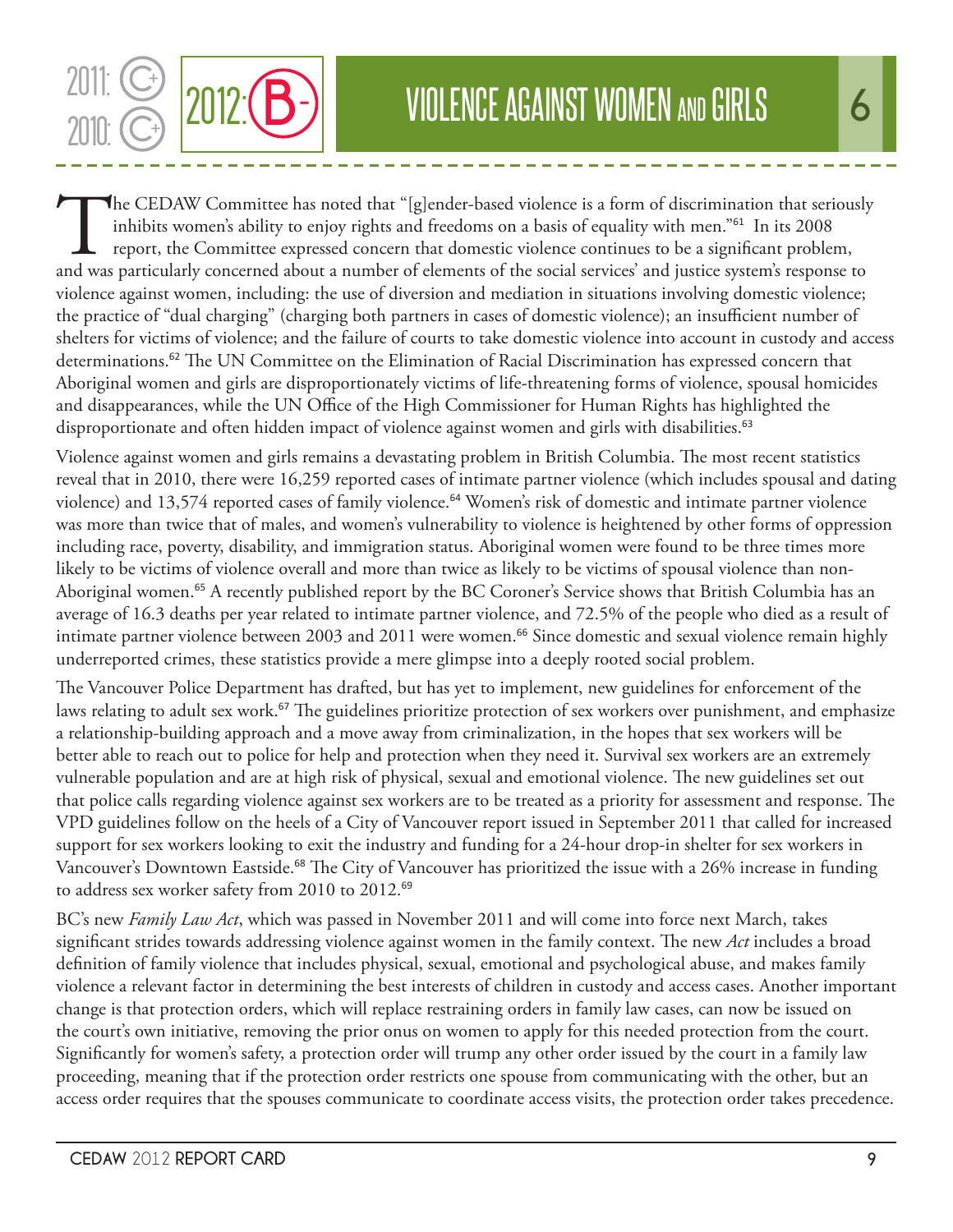2011: C+
2010: C+
2012: B-

# VIOLENCE AGAINST WOMEN AND GIRLS

6

The CEDAW Committee has noted that "[g]ender-based violence is a form of discrimination that seriously inhibits women's ability to enjoy rights and freedoms on a basis of equality with men."[61] In its 2008 report, the Committee expressed concern that domestic violence continues to be a significant problem, and was particularly concerned about a number of elements of the social services' and justice system's response to violence against women, including: the use of diversion and mediation in situations involving domestic violence; the practice of "dual charging" (charging both partners in cases of domestic violence); an insufficient number of shelters for victims of violence; and the failure of courts to take domestic violence into account in custody and access determinations.[62] The UN Committee on the Elimination of Racial Discrimination has expressed concern that Aboriginal women and girls are disproportionately victims of life-threatening forms of violence, spousal homicides and disappearances, while the UN Office of the High Commissioner for Human Rights has highlighted the disproportionate and often hidden impact of violence against women and girls with disabilities.[63]

Violence against women and girls remains a devastating problem in British Columbia. The most recent statistics reveal that in 2010, there were 16,259 reported cases of intimate partner violence (which includes spousal and dating violence) and 13,574 reported cases of family violence.[64] Women's risk of domestic and intimate partner violence was more than twice that of males, and women's vulnerability to violence is heightened by other forms of oppression including race, poverty, disability, and immigration status. Aboriginal women were found to be three times more likely to be victims of violence overall and more than twice as likely to be victims of spousal violence than non-Aboriginal women.[65] A recently published report by the BC Coroner's Service shows that British Columbia has an average of 16.3 deaths per year related to intimate partner violence, and 72.5% of the people who died as a result of intimate partner violence between 2003 and 2011 were women.[66] Since domestic and sexual violence remain highly underreported crimes, these statistics provide a mere glimpse into a deeply rooted social problem.

The Vancouver Police Department has drafted, but has yet to implement, new guidelines for enforcement of the laws relating to adult sex work.[67] The guidelines prioritize protection of sex workers over punishment, and emphasize a relationship-building approach and a move away from criminalization, in the hopes that sex workers will be better able to reach out to police for help and protection when they need it. Survival sex workers are an extremely vulnerable population and are at high risk of physical, sexual and emotional violence. The new guidelines set out that police calls regarding violence against sex workers are to be treated as a priority for assessment and response. The VPD guidelines follow on the heels of a City of Vancouver report issued in September 2011 that called for increased support for sex workers looking to exit the industry and funding for a 24-hour drop-in shelter for sex workers in Vancouver's Downtown Eastside.[68] The City of Vancouver has prioritized the issue with a 26% increase in funding to address sex worker safety from 2010 to 2012.[69]

BC's new *Family Law Act*, which was passed in November 2011 and will come into force next March, takes significant strides towards addressing violence against women in the family context. The new *Act* includes a broad definition of family violence that includes physical, sexual, emotional and psychological abuse, and makes family violence a relevant factor in determining the best interests of children in custody and access cases. Another important change is that protection orders, which will replace restraining orders in family law cases, can now be issued on the court's own initiative, removing the prior onus on women to apply for this needed protection from the court. Significantly for women's safety, a protection order will trump any other order issued by the court in a family law proceeding, meaning that if the protection order restricts one spouse from communicating with the other, but an access order requires that the spouses communicate to coordinate access visits, the protection order takes precedence.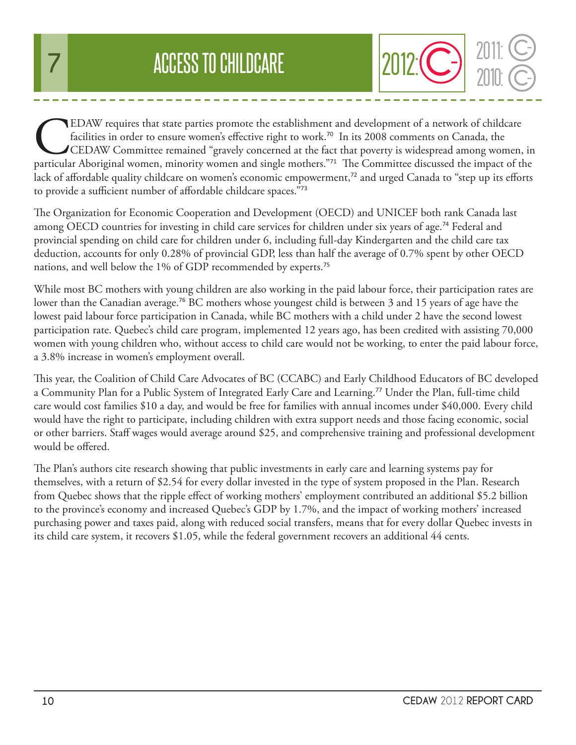# 7 ACCESS TO CHILDCARE

2012: C-

2011: C-

2010: C-

CEDAW requires that state parties promote the establishment and development of a network of childcare facilities in order to ensure women's effective right to work.[70] In its 2008 comments on Canada, the CEDAW Committee remained "gravely concerned at the fact that poverty is widespread among women, in particular Aboriginal women, minority women and single mothers."[71] The Committee discussed the impact of the lack of affordable quality childcare on women's economic empowerment,[72] and urged Canada to "step up its efforts to provide a sufficient number of affordable childcare spaces."[73]

The Organization for Economic Cooperation and Development (OECD) and UNICEF both rank Canada last among OECD countries for investing in child care services for children under six years of age.[74] Federal and provincial spending on child care for children under 6, including full-day Kindergarten and the child care tax deduction, accounts for only 0.28% of provincial GDP, less than half the average of 0.7% spent by other OECD nations, and well below the 1% of GDP recommended by experts.[75]

While most BC mothers with young children are also working in the paid labour force, their participation rates are lower than the Canadian average.[76] BC mothers whose youngest child is between 3 and 15 years of age have the lowest paid labour force participation in Canada, while BC mothers with a child under 2 have the second lowest participation rate. Quebec's child care program, implemented 12 years ago, has been credited with assisting 70,000 women with young children who, without access to child care would not be working, to enter the paid labour force, a 3.8% increase in women's employment overall.

This year, the Coalition of Child Care Advocates of BC (CCABC) and Early Childhood Educators of BC developed a Community Plan for a Public System of Integrated Early Care and Learning.[77] Under the Plan, full-time child care would cost families $10 a day, and would be free for families with annual incomes under $40,000. Every child would have the right to participate, including children with extra support needs and those facing economic, social or other barriers. Staff wages would average around $25, and comprehensive training and professional development would be offered.

The Plan's authors cite research showing that public investments in early care and learning systems pay for themselves, with a return of $2.54 for every dollar invested in the type of system proposed in the Plan. Research from Quebec shows that the ripple effect of working mothers' employment contributed an additional $5.2 billion to the province's economy and increased Quebec's GDP by 1.7%, and the impact of working mothers' increased purchasing power and taxes paid, along with reduced social transfers, means that for every dollar Quebec invests in its child care system, it recovers $1.05, while the federal government recovers an additional 44 cents.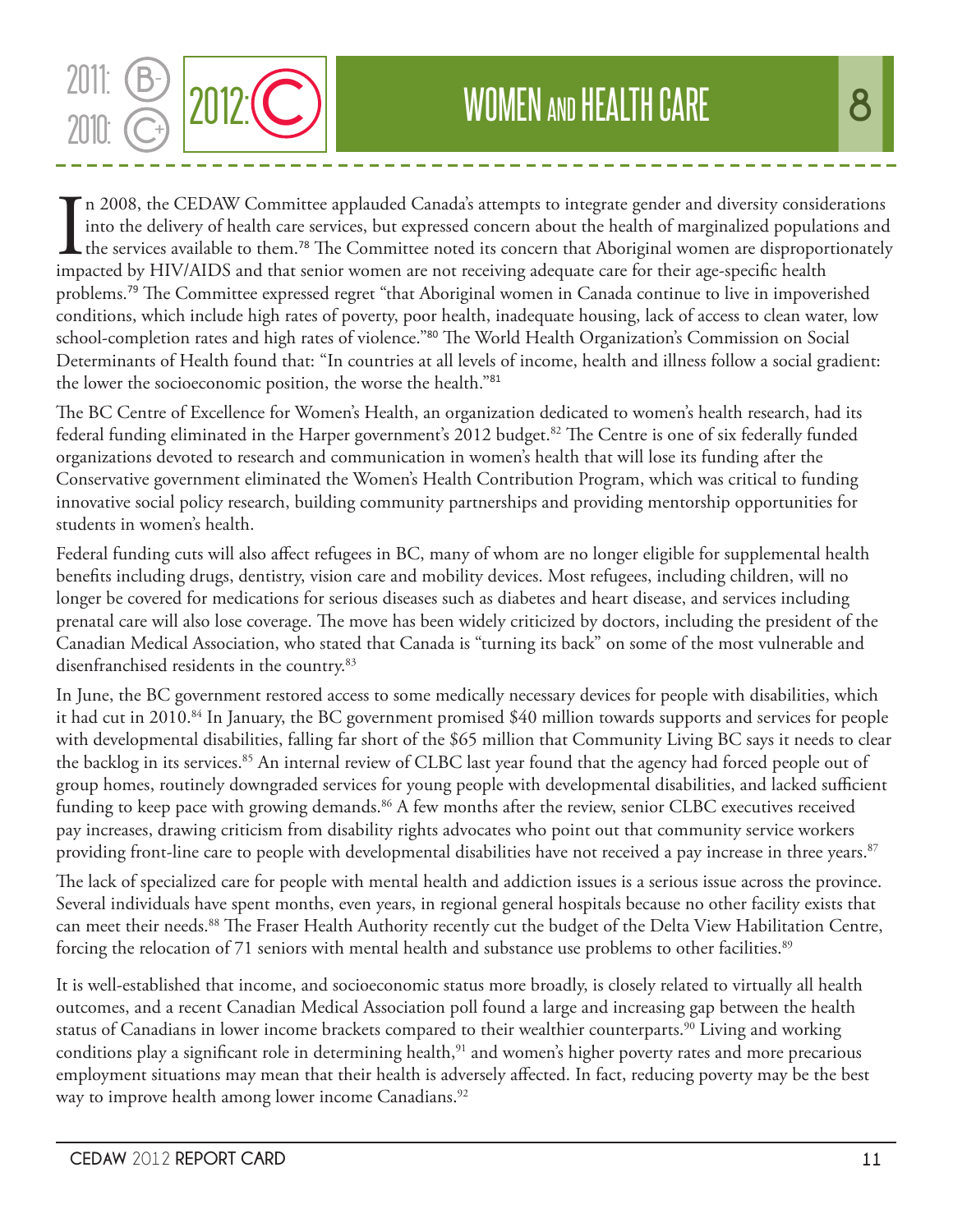2011: B-
2010: C+
2012: C

# WOMEN AND HEALTH CARE

8

In 2008, the CEDAW Committee applauded Canada's attempts to integrate gender and diversity considerations into the delivery of health care services, but expressed concern about the health of marginalized populations and the services available to them.[78] The Committee noted its concern that Aboriginal women are disproportionately impacted by HIV/AIDS and that senior women are not receiving adequate care for their age-specific health problems.[79] The Committee expressed regret "that Aboriginal women in Canada continue to live in impoverished conditions, which include high rates of poverty, poor health, inadequate housing, lack of access to clean water, low school-completion rates and high rates of violence."[80] The World Health Organization's Commission on Social Determinants of Health found that: "In countries at all levels of income, health and illness follow a social gradient: the lower the socioeconomic position, the worse the health."[81]

The BC Centre of Excellence for Women's Health, an organization dedicated to women's health research, had its federal funding eliminated in the Harper government's 2012 budget.[82] The Centre is one of six federally funded organizations devoted to research and communication in women's health that will lose its funding after the Conservative government eliminated the Women's Health Contribution Program, which was critical to funding innovative social policy research, building community partnerships and providing mentorship opportunities for students in women's health.

Federal funding cuts will also affect refugees in BC, many of whom are no longer eligible for supplemental health benefits including drugs, dentistry, vision care and mobility devices. Most refugees, including children, will no longer be covered for medications for serious diseases such as diabetes and heart disease, and services including prenatal care will also lose coverage. The move has been widely criticized by doctors, including the president of the Canadian Medical Association, who stated that Canada is "turning its back" on some of the most vulnerable and disenfranchised residents in the country.[83]

In June, the BC government restored access to some medically necessary devices for people with disabilities, which it had cut in 2010.[84] In January, the BC government promised $40 million towards supports and services for people with developmental disabilities, falling far short of the $65 million that Community Living BC says it needs to clear the backlog in its services.[85] An internal review of CLBC last year found that the agency had forced people out of group homes, routinely downgraded services for young people with developmental disabilities, and lacked sufficient funding to keep pace with growing demands.[86] A few months after the review, senior CLBC executives received pay increases, drawing criticism from disability rights advocates who point out that community service workers providing front-line care to people with developmental disabilities have not received a pay increase in three years.[87]

The lack of specialized care for people with mental health and addiction issues is a serious issue across the province. Several individuals have spent months, even years, in regional general hospitals because no other facility exists that can meet their needs.[88] The Fraser Health Authority recently cut the budget of the Delta View Habilitation Centre, forcing the relocation of 71 seniors with mental health and substance use problems to other facilities.[89]

It is well-established that income, and socioeconomic status more broadly, is closely related to virtually all health outcomes, and a recent Canadian Medical Association poll found a large and increasing gap between the health status of Canadians in lower income brackets compared to their wealthier counterparts.[90] Living and working conditions play a significant role in determining health,[91] and women's higher poverty rates and more precarious employment situations may mean that their health is adversely affected. In fact, reducing poverty may be the best way to improve health among lower income Canadians.[92]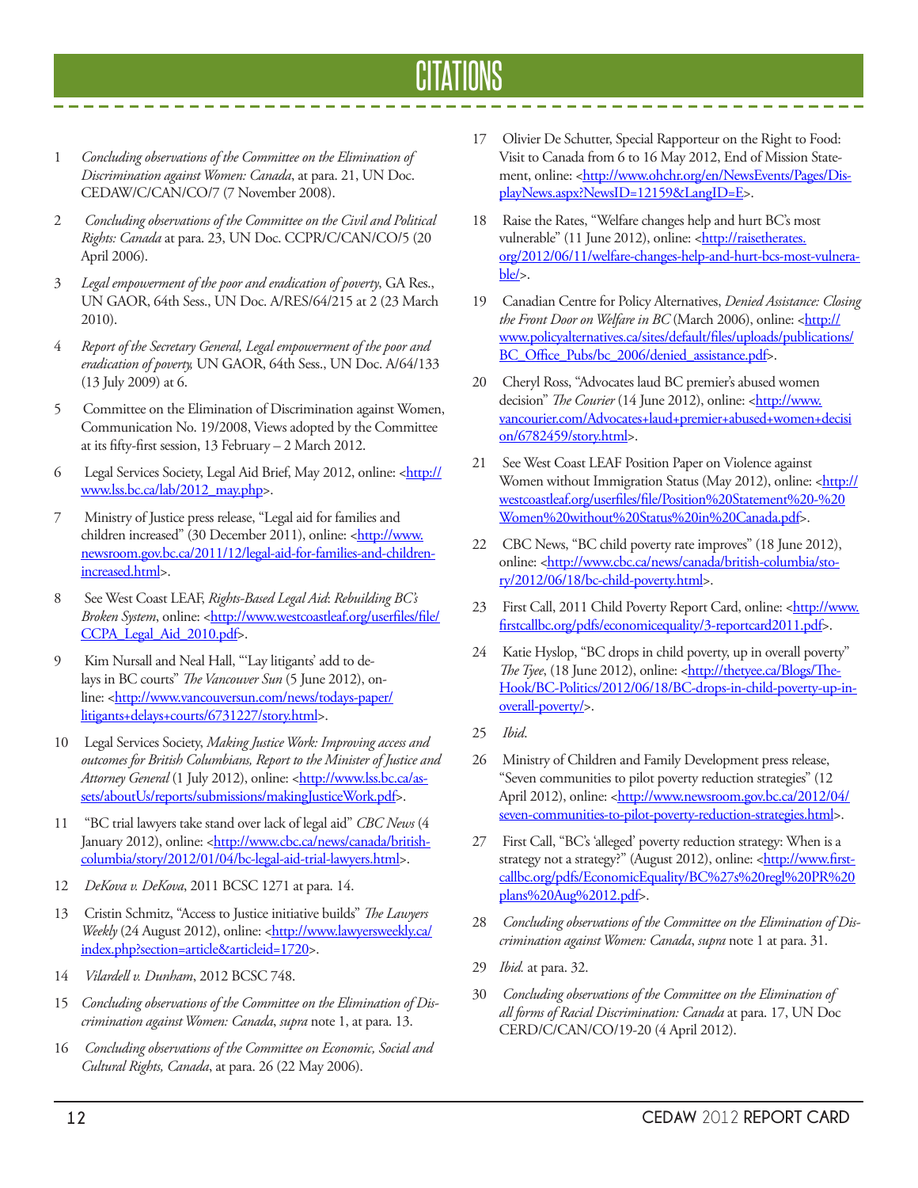# CITATIONS

1. *Concluding observations of the Committee on the Elimination of Discrimination against Women: Canada*, at para. 21, UN Doc. CEDAW/C/CAN/CO/7 (7 November 2008).

2. *Concluding observations of the Committee on the Civil and Political Rights: Canada* at para. 23, UN Doc. CCPR/C/CAN/CO/5 (20 April 2006).

3. *Legal empowerment of the poor and eradication of poverty*, GA Res., UN GAOR, 64th Sess., UN Doc. A/RES/64/215 at 2 (23 March 2010).

4. *Report of the Secretary General, Legal empowerment of the poor and eradication of poverty,* UN GAOR, 64th Sess., UN Doc. A/64/133 (13 July 2009) at 6.

5. Committee on the Elimination of Discrimination against Women, Communication No. 19/2008, Views adopted by the Committee at its fifty-first session, 13 February – 2 March 2012.

6. Legal Services Society, Legal Aid Brief, May 2012, online: <http://www.lss.bc.ca/lab/2012_may.php>.

7. Ministry of Justice press release, "Legal aid for families and children increased" (30 December 2011), online: <http://www.newsroom.gov.bc.ca/2011/12/legal-aid-for-families-and-children-increased.html>.

8. See West Coast LEAF, *Rights-Based Legal Aid*: *Rebuilding BC's Broken System*, online: <http://www.westcoastleaf.org/userfiles/file/CCPA_Legal_Aid_2010.pdf>.

9. Kim Nursall and Neal Hall, "'Lay litigants' add to delays in BC courts" *The Vancouver Sun* (5 June 2012), online: <http://www.vancouversun.com/news/todays-paper/litigants+delays+courts/6731227/story.html>.

10. Legal Services Society, *Making Justice Work: Improving access and outcomes for British Columbians, Report to the Minister of Justice and Attorney General* (1 July 2012), online: <http://www.lss.bc.ca/assets/aboutUs/reports/submissions/makingJusticeWork.pdf>.

11. "BC trial lawyers take stand over lack of legal aid" *CBC News* (4 January 2012), online: <http://www.cbc.ca/news/canada/british-columbia/story/2012/01/04/bc-legal-aid-trial-lawyers.html>.

12. *DeKova v. DeKova*, 2011 BCSC 1271 at para. 14.

13. Cristin Schmitz, "Access to Justice initiative builds" *The Lawyers Weekly* (24 August 2012), online: <http://www.lawyersweekly.ca/index.php?section=article&articleid=1720>.

14. *Vilardell v. Dunham*, 2012 BCSC 748.

15. *Concluding observations of the Committee on the Elimination of Discrimination against Women: Canada*, *supra* note 1, at para. 13.

16. *Concluding observations of the Committee on Economic, Social and Cultural Rights, Canada*, at para. 26 (22 May 2006).

17. Olivier De Schutter, Special Rapporteur on the Right to Food: Visit to Canada from 6 to 16 May 2012, End of Mission Statement, online: <http://www.ohchr.org/en/NewsEvents/Pages/DisplayNews.aspx?NewsID=12159&LangID=E>.

18. Raise the Rates, "Welfare changes help and hurt BC's most vulnerable" (11 June 2012), online: <http://raisetherates.org/2012/06/11/welfare-changes-help-and-hurt-bcs-most-vulnerable/>.

19. Canadian Centre for Policy Alternatives, *Denied Assistance: Closing the Front Door on Welfare in BC* (March 2006), online: <http://www.policyalternatives.ca/sites/default/files/uploads/publications/BC_Office_Pubs/bc_2006/denied_assistance.pdf>.

20. Cheryl Ross, "Advocates laud BC premier's abused women decision" *The Courier* (14 June 2012), online: <http://www.vancourier.com/Advocates+laud+premier+abused+women+decision/6782459/story.html>.

21. See West Coast LEAF Position Paper on Violence against Women without Immigration Status (May 2012), online: <http://westcoastleaf.org/userfiles/file/Position%20Statement%20-%20Women%20without%20Status%20in%20Canada.pdf>.

22. CBC News, "BC child poverty rate improves" (18 June 2012), online: <http://www.cbc.ca/news/canada/british-columbia/story/2012/06/18/bc-child-poverty.html>.

23. First Call, 2011 Child Poverty Report Card, online: <http://www.firstcallbc.org/pdfs/economicequality/3-reportcard2011.pdf>.

24. Katie Hyslop, "BC drops in child poverty, up in overall poverty" *The Tyee*, (18 June 2012), online: <http://thetyee.ca/Blogs/TheHook/BC-Politics/2012/06/18/BC-drops-in-child-poverty-up-in-overall-poverty/>.

25. *Ibid*.

26. Ministry of Children and Family Development press release, "Seven communities to pilot poverty reduction strategies" (12 April 2012), online: <http://www.newsroom.gov.bc.ca/2012/04/seven-communities-to-pilot-poverty-reduction-strategies.html>.

27. First Call, "BC's 'alleged' poverty reduction strategy: When is a strategy not a strategy?" (August 2012), online: <http://www.firstcallbc.org/pdfs/EconomicEquality/BC%27s%20regl%20PR%20plans%20Aug%2012.pdf>.

28. *Concluding observations of the Committee on the Elimination of Discrimination against Women: Canada*, *supra* note 1 at para. 31.

29. *Ibid.* at para. 32.

30. *Concluding observations of the Committee on the Elimination of all forms of Racial Discrimination: Canada* at para. 17, UN Doc CERD/C/CAN/CO/19-20 (4 April 2012).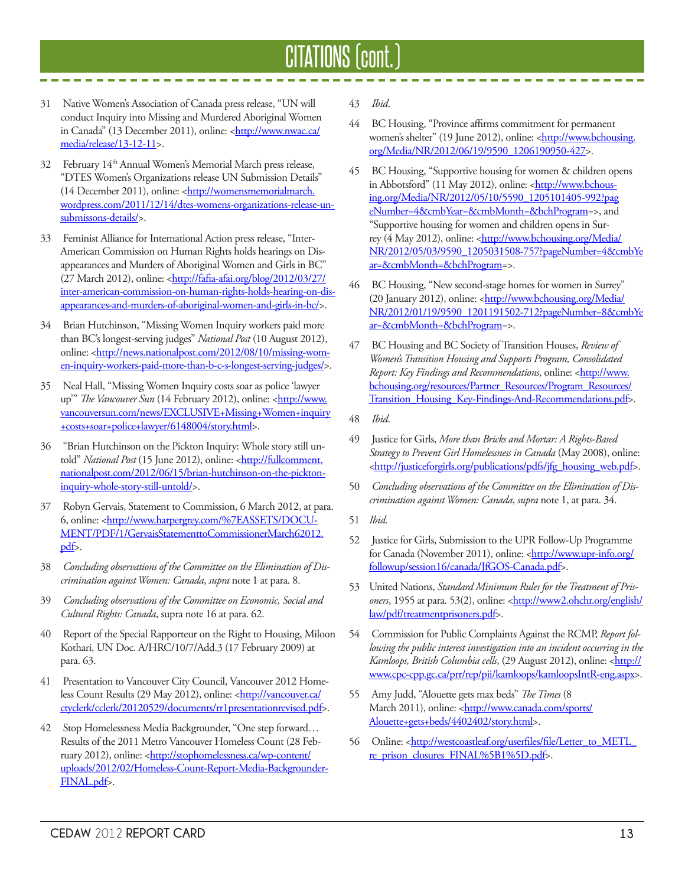# CITATIONS (cont.)

31 Native Women's Association of Canada press release, "UN will conduct Inquiry into Missing and Murdered Aboriginal Women in Canada" (13 December 2011), online: <http://www.nwac.ca/media/release/13-12-11>.

32 February 14th Annual Women's Memorial March press release, "DTES Women's Organizations release UN Submission Details" (14 December 2011), online: <http://womensmemorialmarch.wordpress.com/2011/12/14/dtes-womens-organizations-release-un-submissons-details/>.

33 Feminist Alliance for International Action press release, "Inter-American Commission on Human Rights holds hearings on Disappearances and Murders of Aboriginal Women and Girls in BC" (27 March 2012), online: <http://fafia-afai.org/blog/2012/03/27/inter-american-commission-on-human-rights-holds-hearing-on-disappearances-and-murders-of-aboriginal-women-and-girls-in-bc/>.

34 Brian Hutchinson, "Missing Women Inquiry workers paid more than BC's longest-serving judges" *National Post* (10 August 2012), online: <http://news.nationalpost.com/2012/08/10/missing-women-inquiry-workers-paid-more-than-b-c-s-longest-serving-judges/>.

35 Neal Hall, "Missing Women Inquiry costs soar as police 'lawyer up'" *The Vancouver Sun* (14 February 2012), online: <http://www.vancouversun.com/news/EXCLUSIVE+Missing+Women+inquiry+costs+soar+police+lawyer/6148004/story.html>.

36 "Brian Hutchinson on the Pickton Inquiry: Whole story still untold" *National Post* (15 June 2012), online: <http://fullcomment.nationalpost.com/2012/06/15/brian-hutchinson-on-the-pickton-inquiry-whole-story-still-untold/>.

37 Robyn Gervais, Statement to Commission, 6 March 2012, at para. 6, online: <http://www.harpergrey.com/%7EASSETS/DOCUMENT/PDF/1/GervaisStatementtoCommissionerMarch62012.pdf>.

38 *Concluding observations of the Committee on the Elimination of Discrimination against Women: Canada*, *supra* note 1 at para. 8.

39 *Concluding observations of the Committee on Economic, Social and Cultural Rights: Canada*, supra note 16 at para. 62.

40 Report of the Special Rapporteur on the Right to Housing, Miloon Kothari, UN Doc. A/HRC/10/7/Add.3 (17 February 2009) at para. 63.

41 Presentation to Vancouver City Council, Vancouver 2012 Homeless Count Results (29 May 2012), online: <http://vancouver.ca/ctyclerk/cclerk/20120529/documents/rr1presentationrevised.pdf>.

42 Stop Homelessness Media Backgrounder, "One step forward… Results of the 2011 Metro Vancouver Homeless Count (28 February 2012), online: <http://stophomelessness.ca/wp-content/uploads/2012/02/Homeless-Count-Report-Media-Backgrounder-FINAL.pdf>.

43 *Ibid*.

44 BC Housing, "Province affirms commitment for permanent women's shelter" (19 June 2012), online: <http://www.bchousing.org/Media/NR/2012/06/19/9590_1206190950-427>.

45 BC Housing, "Supportive housing for women & children opens in Abbotsford" (11 May 2012), online: <http://www.bchousing.org/Media/NR/2012/05/10/5590_1205101405-992?pageNumber=4&cmbYear=&cmbMonth=&bchProgram=>, and "Supportive housing for women and children opens in Surrey (4 May 2012), online: <http://www.bchousing.org/Media/NR/2012/05/03/9590_1205031508-757?pageNumber=4&cmbYear=&cmbMonth=&bchProgram=>.

46 BC Housing, "New second-stage homes for women in Surrey" (20 January 2012), online: <http://www.bchousing.org/Media/NR/2012/01/19/9590_1201191502-712?pageNumber=8&cmbYear=&cmbMonth=&bchProgram=>.

47 BC Housing and BC Society of Transition Houses, *Review of Women's Transition Housing and Supports Program, Consolidated Report: Key Findings and Recommendations*, online: <http://www.bchousing.org/resources/Partner_Resources/Program_Resources/Transition_Housing_Key-Findings-And-Recommendations.pdf>.

48 *Ibid*.

49 Justice for Girls, *More than Bricks and Mortar: A Rights-Based Strategy to Prevent Girl Homelessness in Canada* (May 2008), online: <http://justiceforgirls.org/publications/pdfs/jfg_housing_web.pdf>.

50 *Concluding observations of the Committee on the Elimination of Discrimination against Women: Canada*, *supra* note 1, at para. 34.

51 *Ibid.*

52 Justice for Girls, Submission to the UPR Follow-Up Programme for Canada (November 2011), online: <http://www.upr-info.org/followup/session16/canada/JfGOS-Canada.pdf>.

53 United Nations, *Standard Minimum Rules for the Treatment of Prisoners*, 1955 at para. 53(2), online: <http://www2.ohchr.org/english/law/pdf/treatmentprisoners.pdf>.

54 Commission for Public Complaints Against the RCMP, *Report following the public interest investigation into an incident occurring in the Kamloops, British Columbia cells*, (29 August 2012), online: <http://www.cpc-cpp.gc.ca/prr/rep/pii/kamloops/kamloopsIntR-eng.aspx>.

55 Amy Judd, "Alouette gets max beds" *The Times* (8 March 2011), online: <http://www.canada.com/sports/Alouette+gets+beds/4402402/story.html>.

56 Online: <http://westcoastleaf.org/userfiles/file/Letter_to_METL_re_prison_closures_FINAL%5B1%5D.pdf>.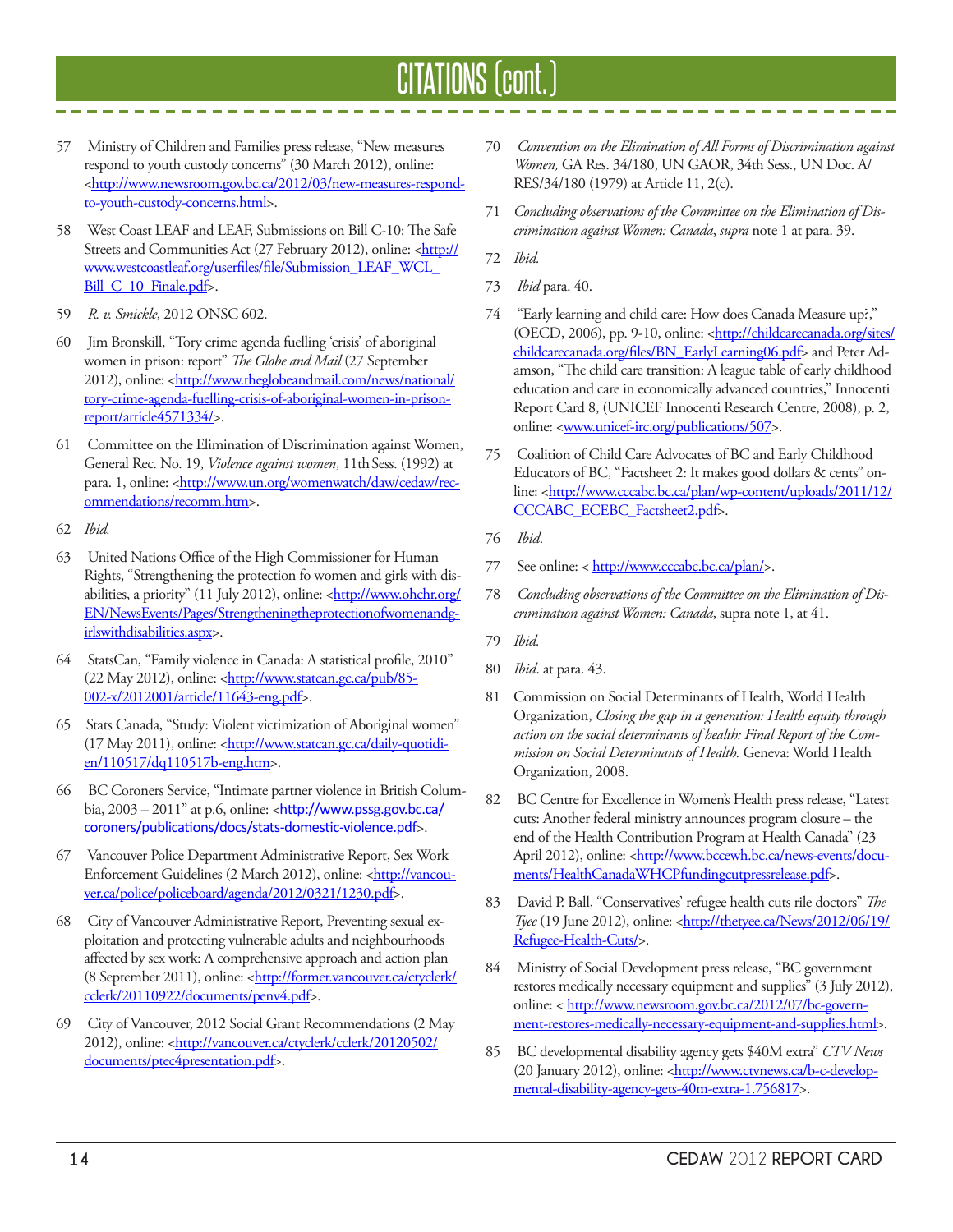# CITATIONS (cont.)

57 Ministry of Children and Families press release, "New measures respond to youth custody concerns" (30 March 2012), online: <http://www.newsroom.gov.bc.ca/2012/03/new-measures-respond-to-youth-custody-concerns.html>.

58 West Coast LEAF and LEAF, Submissions on Bill C-10: The Safe Streets and Communities Act (27 February 2012), online: <http://www.westcoastleaf.org/userfiles/file/Submission_LEAF_WCL_Bill_C_10_Finale.pdf>.

59 *R. v. Smickle*, 2012 ONSC 602.

60 Jim Bronskill, "Tory crime agenda fuelling 'crisis' of aboriginal women in prison: report" *The Globe and Mail* (27 September 2012), online: <http://www.theglobeandmail.com/news/national/tory-crime-agenda-fuelling-crisis-of-aboriginal-women-in-prison-report/article4571334/>.

61 Committee on the Elimination of Discrimination against Women, General Rec. No. 19, *Violence against women*, 11th Sess. (1992) at para. 1, online: <http://www.un.org/womenwatch/daw/cedaw/recommendations/recomm.htm>.

62 *Ibid.*

63 United Nations Office of the High Commissioner for Human Rights, "Strengthening the protection fo women and girls with disabilities, a priority" (11 July 2012), online: <http://www.ohchr.org/EN/NewsEvents/Pages/Strengtheningtheprotectionofwomenandgirlswithdisabilities.aspx>.

64 StatsCan, "Family violence in Canada: A statistical profile, 2010" (22 May 2012), online: <http://www.statcan.gc.ca/pub/85-002-x/2012001/article/11643-eng.pdf>.

65 Stats Canada, "Study: Violent victimization of Aboriginal women" (17 May 2011), online: <http://www.statcan.gc.ca/daily-quotidien/110517/dq110517b-eng.htm>.

66 BC Coroners Service, "Intimate partner violence in British Columbia, 2003 – 2011" at p.6, online: <http://www.pssg.gov.bc.ca/coroners/publications/docs/stats-domestic-violence.pdf>.

67 Vancouver Police Department Administrative Report, Sex Work Enforcement Guidelines (2 March 2012), online: <http://vancouver.ca/police/policeboard/agenda/2012/0321/1230.pdf>.

68 City of Vancouver Administrative Report, Preventing sexual exploitation and protecting vulnerable adults and neighbourhoods affected by sex work: A comprehensive approach and action plan (8 September 2011), online: <http://former.vancouver.ca/ctyclerk/cclerk/20110922/documents/penv4.pdf>.

69 City of Vancouver, 2012 Social Grant Recommendations (2 May 2012), online: <http://vancouver.ca/ctyclerk/cclerk/20120502/documents/ptec4presentation.pdf>.

70 *Convention on the Elimination of All Forms of Discrimination against Women,* GA Res. 34/180, UN GAOR, 34th Sess., UN Doc. A/RES/34/180 (1979) at Article 11, 2(c).

71 *Concluding observations of the Committee on the Elimination of Discrimination against Women: Canada*, *supra* note 1 at para. 39.

72 *Ibid.*

73 *Ibid* para. 40.

74 "Early learning and child care: How does Canada Measure up?," (OECD, 2006), pp. 9-10, online: <http://childcarecanada.org/sites/childcarecanada.org/files/BN_EarlyLearning06.pdf> and Peter Adamson, "The child care transition: A league table of early childhood education and care in economically advanced countries," Innocenti Report Card 8, (UNICEF Innocenti Research Centre, 2008), p. 2, online: <www.unicef-irc.org/publications/507>.

75 Coalition of Child Care Advocates of BC and Early Childhood Educators of BC, "Factsheet 2: It makes good dollars & cents" online: <http://www.cccabc.bc.ca/plan/wp-content/uploads/2011/12/CCCABC_ECEBC_Factsheet2.pdf>.

76 *Ibid*.

77 See online: < http://www.cccabc.bc.ca/plan/>.

78 *Concluding observations of the Committee on the Elimination of Discrimination against Women: Canada*, supra note 1, at 41.

79 *Ibid.*

80 *Ibid*. at para. 43.

81 Commission on Social Determinants of Health, World Health Organization, *Closing the gap in a generation: Health equity through action on the social determinants of health: Final Report of the Commission on Social Determinants of Health.* Geneva: World Health Organization, 2008.

82 BC Centre for Excellence in Women's Health press release, "Latest cuts: Another federal ministry announces program closure – the end of the Health Contribution Program at Health Canada" (23 April 2012), online: <http://www.bccewh.bc.ca/news-events/documents/HealthCanadaWHCPfundingcutpressrelease.pdf>.

83 David P. Ball, "Conservatives' refugee health cuts rile doctors" *The Tyee* (19 June 2012), online: <http://thetyee.ca/News/2012/06/19/Refugee-Health-Cuts/>.

84 Ministry of Social Development press release, "BC government restores medically necessary equipment and supplies" (3 July 2012), online: < http://www.newsroom.gov.bc.ca/2012/07/bc-government-restores-medically-necessary-equipment-and-supplies.html>.

85 BC developmental disability agency gets $40M extra" *CTV News* (20 January 2012), online: <http://www.ctvnews.ca/b-c-developmental-disability-agency-gets-40m-extra-1.756817>.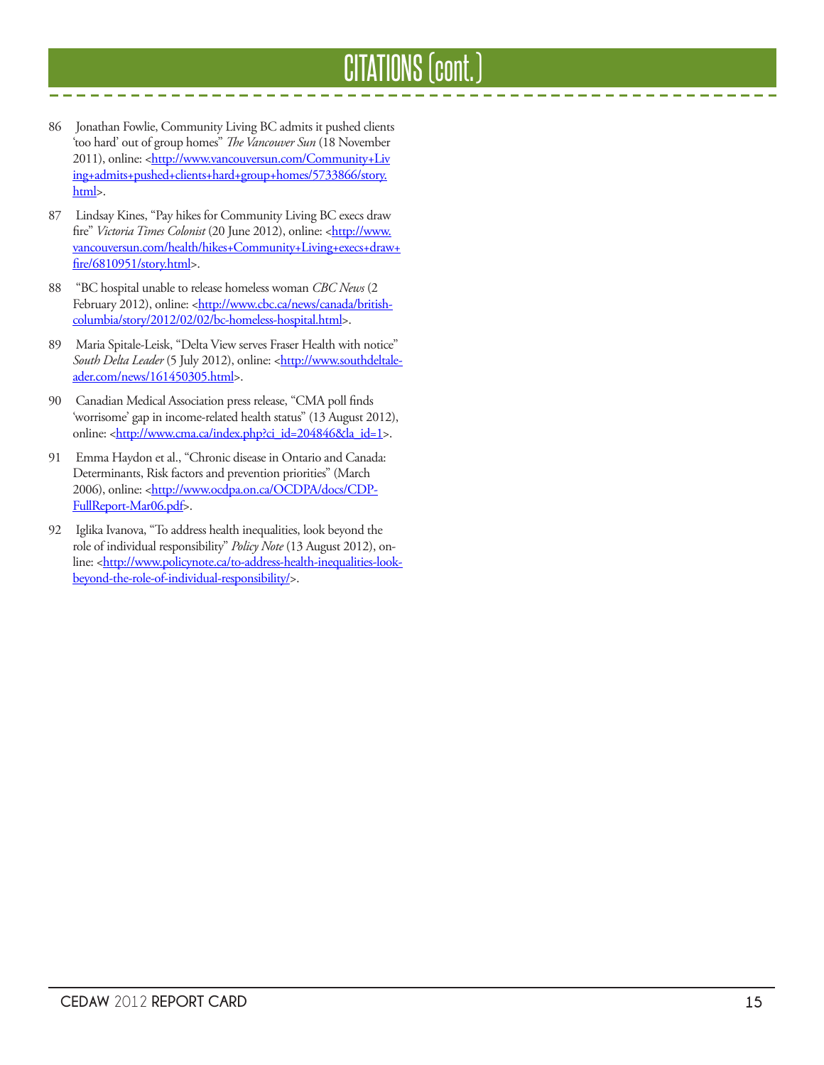# CITATIONS (cont.)

86 Jonathan Fowlie, Community Living BC admits it pushed clients 'too hard' out of group homes" *The Vancouver Sun* (18 November 2011), online: <http://www.vancouversun.com/Community+Living+admits+pushed+clients+hard+group+homes/5733866/story.html>.

87 Lindsay Kines, "Pay hikes for Community Living BC execs draw fire" *Victoria Times Colonist* (20 June 2012), online: <http://www.vancouversun.com/health/hikes+Community+Living+execs+draw+fire/6810951/story.html>.

88 "BC hospital unable to release homeless woman *CBC News* (2 February 2012), online: <http://www.cbc.ca/news/canada/british-columbia/story/2012/02/02/bc-homeless-hospital.html>.

89 Maria Spitale-Leisk, "Delta View serves Fraser Health with notice" *South Delta Leader* (5 July 2012), online: <http://www.southdeltaleader.com/news/161450305.html>.

90 Canadian Medical Association press release, "CMA poll finds 'worrisome' gap in income-related health status" (13 August 2012), online: <http://www.cma.ca/index.php?ci_id=204846&la_id=1>.

91 Emma Haydon et al., "Chronic disease in Ontario and Canada: Determinants, Risk factors and prevention priorities" (March 2006), online: <http://www.ocdpa.on.ca/OCDPA/docs/CDP-FullReport-Mar06.pdf>.

92 Iglika Ivanova, "To address health inequalities, look beyond the role of individual responsibility" *Policy Note* (13 August 2012), online: <http://www.policynote.ca/to-address-health-inequalities-look-beyond-the-role-of-individual-responsibility/>.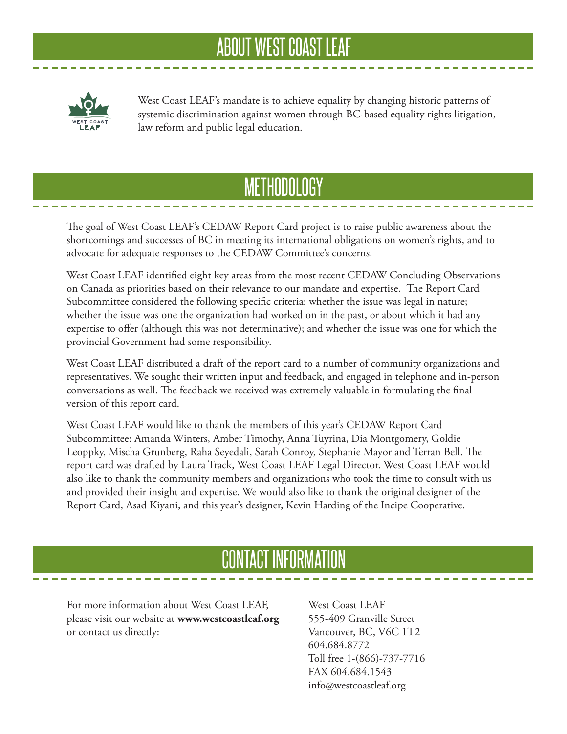# ABOUT WEST COAST LEAF

West Coast LEAF's mandate is to achieve equality by changing historic patterns of systemic discrimination against women through BC-based equality rights litigation, law reform and public legal education.

# METHODOLOGY

The goal of West Coast LEAF's CEDAW Report Card project is to raise public awareness about the shortcomings and successes of BC in meeting its international obligations on women's rights, and to advocate for adequate responses to the CEDAW Committee's concerns.

West Coast LEAF identified eight key areas from the most recent CEDAW Concluding Observations on Canada as priorities based on their relevance to our mandate and expertise. The Report Card Subcommittee considered the following specific criteria: whether the issue was legal in nature; whether the issue was one the organization had worked on in the past, or about which it had any expertise to offer (although this was not determinative); and whether the issue was one for which the provincial Government had some responsibility.

West Coast LEAF distributed a draft of the report card to a number of community organizations and representatives. We sought their written input and feedback, and engaged in telephone and in-person conversations as well. The feedback we received was extremely valuable in formulating the final version of this report card.

West Coast LEAF would like to thank the members of this year's CEDAW Report Card Subcommittee: Amanda Winters, Amber Timothy, Anna Tuyrina, Dia Montgomery, Goldie Leoppky, Mischa Grunberg, Raha Seyedali, Sarah Conroy, Stephanie Mayor and Terran Bell. The report card was drafted by Laura Track, West Coast LEAF Legal Director. West Coast LEAF would also like to thank the community members and organizations who took the time to consult with us and provided their insight and expertise. We would also like to thank the original designer of the Report Card, Asad Kiyani, and this year's designer, Kevin Harding of the Incipe Cooperative.

# CONTACT INFORMATION

For more information about West Coast LEAF, please visit our website at **www.westcoastleaf.org** or contact us directly:

West Coast LEAF
555-409 Granville Street
Vancouver, BC, V6C 1T2
604.684.8772
Toll free 1-(866)-737-7716
FAX 604.684.1543
info@westcoastleaf.org